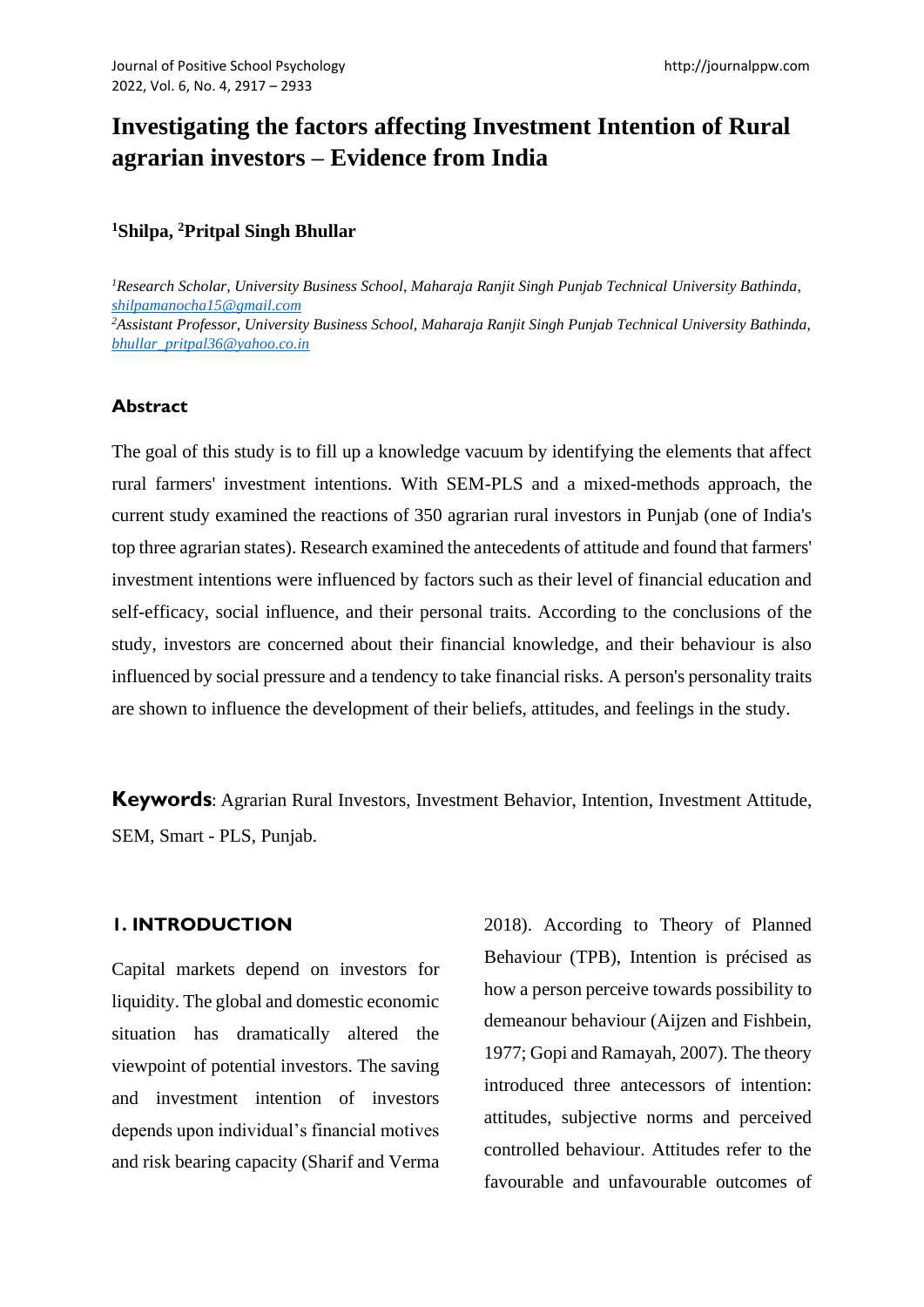# Investigating the factors affecting Investment Intention of Rural agrarian investors – Evidence from India

**[1]Shilpa, [2]Pritpal Singh Bhullar**

*[1]Research Scholar, University Business School, Maharaja Ranjit Singh Punjab Technical University Bathinda,* *shilpamanocha15@gmail.com*
*[2]Assistant Professor, University Business School, Maharaja Ranjit Singh Punjab Technical University Bathinda,* *bhullar_pritpal36@yahoo.co.in*

## Abstract

The goal of this study is to fill up a knowledge vacuum by identifying the elements that affect rural farmers' investment intentions. With SEM-PLS and a mixed-methods approach, the current study examined the reactions of 350 agrarian rural investors in Punjab (one of India's top three agrarian states). Research examined the antecedents of attitude and found that farmers' investment intentions were influenced by factors such as their level of financial education and self-efficacy, social influence, and their personal traits. According to the conclusions of the study, investors are concerned about their financial knowledge, and their behaviour is also influenced by social pressure and a tendency to take financial risks. A person's personality traits are shown to influence the development of their beliefs, attitudes, and feelings in the study.

**Keywords**: Agrarian Rural Investors, Investment Behavior, Intention, Investment Attitude, SEM, Smart - PLS, Punjab.

## 1. INTRODUCTION

Capital markets depend on investors for liquidity. The global and domestic economic situation has dramatically altered the viewpoint of potential investors. The saving and investment intention of investors depends upon individual's financial motives and risk bearing capacity (Sharif and Verma 2018). According to Theory of Planned Behaviour (TPB), Intention is précised as how a person perceive towards possibility to demeanour behaviour (Aijzen and Fishbein, 1977; Gopi and Ramayah, 2007). The theory introduced three antecessors of intention: attitudes, subjective norms and perceived controlled behaviour. Attitudes refer to the favourable and unfavourable outcomes of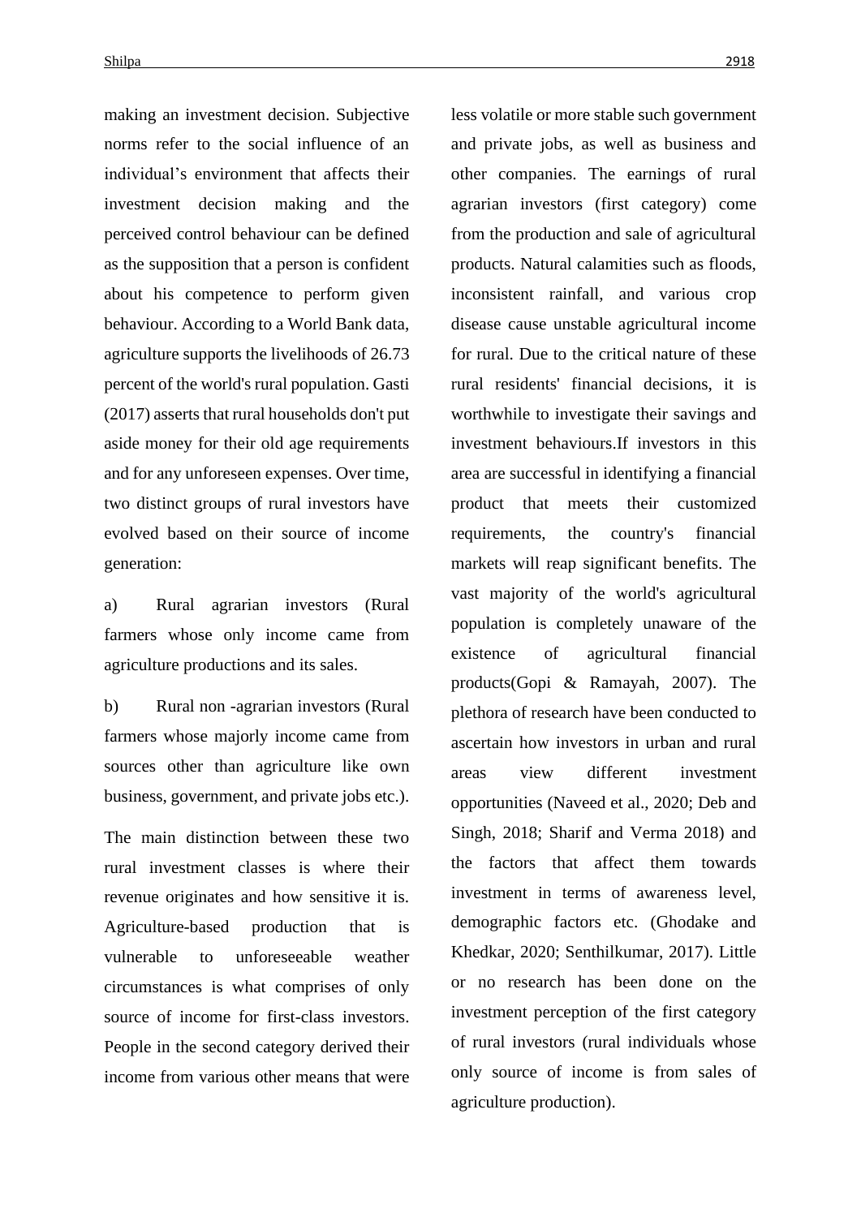making an investment decision. Subjective norms refer to the social influence of an individual's environment that affects their investment decision making and the perceived control behaviour can be defined as the supposition that a person is confident about his competence to perform given behaviour. According to a World Bank data, agriculture supports the livelihoods of 26.73 percent of the world's rural population. Gasti (2017) asserts that rural households don't put aside money for their old age requirements and for any unforeseen expenses. Over time, two distinct groups of rural investors have evolved based on their source of income generation:

a) Rural agrarian investors (Rural farmers whose only income came from agriculture productions and its sales.

b) Rural non -agrarian investors (Rural farmers whose majorly income came from sources other than agriculture like own business, government, and private jobs etc.).

The main distinction between these two rural investment classes is where their revenue originates and how sensitive it is. Agriculture-based production that is vulnerable to unforeseeable weather circumstances is what comprises of only source of income for first-class investors. People in the second category derived their income from various other means that were less volatile or more stable such government and private jobs, as well as business and other companies. The earnings of rural agrarian investors (first category) come from the production and sale of agricultural products. Natural calamities such as floods, inconsistent rainfall, and various crop disease cause unstable agricultural income for rural. Due to the critical nature of these rural residents' financial decisions, it is worthwhile to investigate their savings and investment behaviours.If investors in this area are successful in identifying a financial product that meets their customized requirements, the country's financial markets will reap significant benefits. The vast majority of the world's agricultural population is completely unaware of the existence of agricultural financial products(Gopi & Ramayah, 2007). The plethora of research have been conducted to ascertain how investors in urban and rural areas view different investment opportunities (Naveed et al., 2020; Deb and Singh, 2018; Sharif and Verma 2018) and the factors that affect them towards investment in terms of awareness level, demographic factors etc. (Ghodake and Khedkar, 2020; Senthilkumar, 2017). Little or no research has been done on the investment perception of the first category of rural investors (rural individuals whose only source of income is from sales of agriculture production).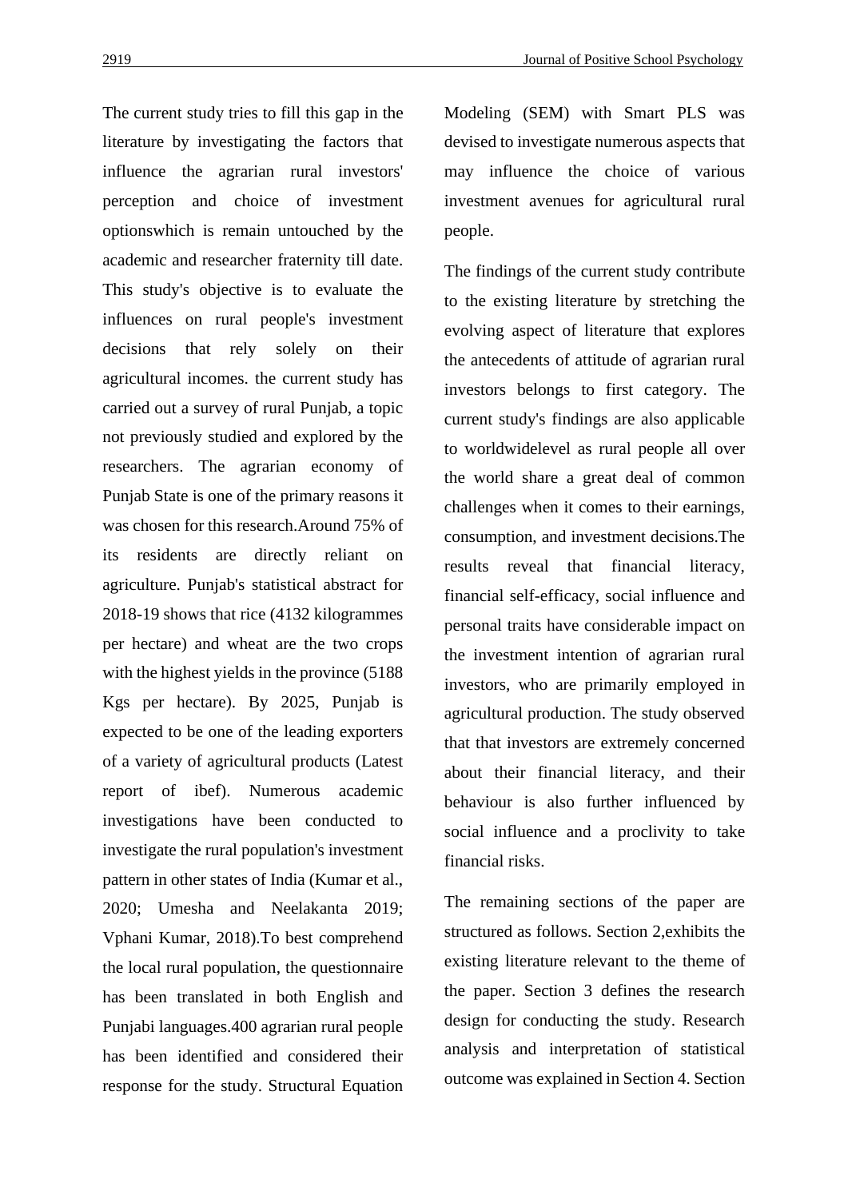The current study tries to fill this gap in the literature by investigating the factors that influence the agrarian rural investors' perception and choice of investment optionswhich is remain untouched by the academic and researcher fraternity till date. This study's objective is to evaluate the influences on rural people's investment decisions that rely solely on their agricultural incomes. the current study has carried out a survey of rural Punjab, a topic not previously studied and explored by the researchers. The agrarian economy of Punjab State is one of the primary reasons it was chosen for this research.Around 75% of its residents are directly reliant on agriculture. Punjab's statistical abstract for 2018-19 shows that rice (4132 kilogrammes per hectare) and wheat are the two crops with the highest yields in the province (5188 Kgs per hectare). By 2025, Punjab is expected to be one of the leading exporters of a variety of agricultural products (Latest report of ibef). Numerous academic investigations have been conducted to investigate the rural population's investment pattern in other states of India (Kumar et al., 2020; Umesha and Neelakanta 2019; Vphani Kumar, 2018).To best comprehend the local rural population, the questionnaire has been translated in both English and Punjabi languages.400 agrarian rural people has been identified and considered their response for the study. Structural Equation Modeling (SEM) with Smart PLS was devised to investigate numerous aspects that may influence the choice of various investment avenues for agricultural rural people.

The findings of the current study contribute to the existing literature by stretching the evolving aspect of literature that explores the antecedents of attitude of agrarian rural investors belongs to first category. The current study's findings are also applicable to worldwidelevel as rural people all over the world share a great deal of common challenges when it comes to their earnings, consumption, and investment decisions.The results reveal that financial literacy, financial self-efficacy, social influence and personal traits have considerable impact on the investment intention of agrarian rural investors, who are primarily employed in agricultural production. The study observed that that investors are extremely concerned about their financial literacy, and their behaviour is also further influenced by social influence and a proclivity to take financial risks.

The remaining sections of the paper are structured as follows. Section 2,exhibits the existing literature relevant to the theme of the paper. Section 3 defines the research design for conducting the study. Research analysis and interpretation of statistical outcome was explained in Section 4. Section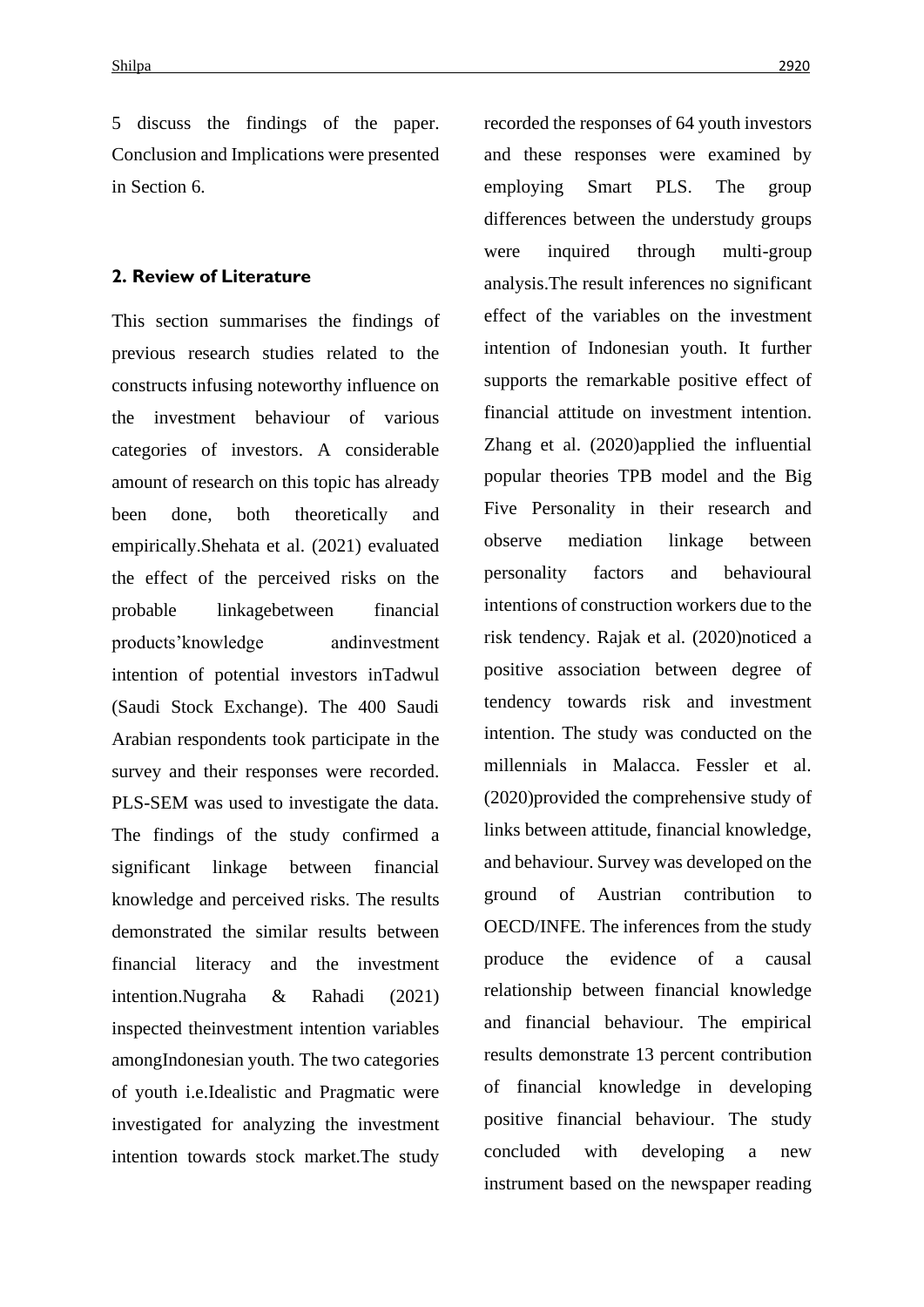5 discuss the findings of the paper. Conclusion and Implications were presented in Section 6.

## 2. Review of Literature

This section summarises the findings of previous research studies related to the constructs infusing noteworthy influence on the investment behaviour of various categories of investors. A considerable amount of research on this topic has already been done, both theoretically and empirically.Shehata et al. (2021) evaluated the effect of the perceived risks on the probable linkagebetween financial products'knowledge andinvestment intention of potential investors inTadwul (Saudi Stock Exchange). The 400 Saudi Arabian respondents took participate in the survey and their responses were recorded. PLS-SEM was used to investigate the data. The findings of the study confirmed a significant linkage between financial knowledge and perceived risks. The results demonstrated the similar results between financial literacy and the investment intention.Nugraha & Rahadi (2021) inspected theinvestment intention variables amongIndonesian youth. The two categories of youth i.e.Idealistic and Pragmatic were investigated for analyzing the investment intention towards stock market.The study recorded the responses of 64 youth investors and these responses were examined by employing Smart PLS. The group differences between the understudy groups were inquired through multi-group analysis.The result inferences no significant effect of the variables on the investment intention of Indonesian youth. It further supports the remarkable positive effect of financial attitude on investment intention. Zhang et al. (2020)applied the influential popular theories TPB model and the Big Five Personality in their research and observe mediation linkage between personality factors and behavioural intentions of construction workers due to the risk tendency. Rajak et al. (2020)noticed a positive association between degree of tendency towards risk and investment intention. The study was conducted on the millennials in Malacca. Fessler et al. (2020)provided the comprehensive study of links between attitude, financial knowledge, and behaviour. Survey was developed on the ground of Austrian contribution to OECD/INFE. The inferences from the study produce the evidence of a causal relationship between financial knowledge and financial behaviour. The empirical results demonstrate 13 percent contribution of financial knowledge in developing positive financial behaviour. The study concluded with developing a new instrument based on the newspaper reading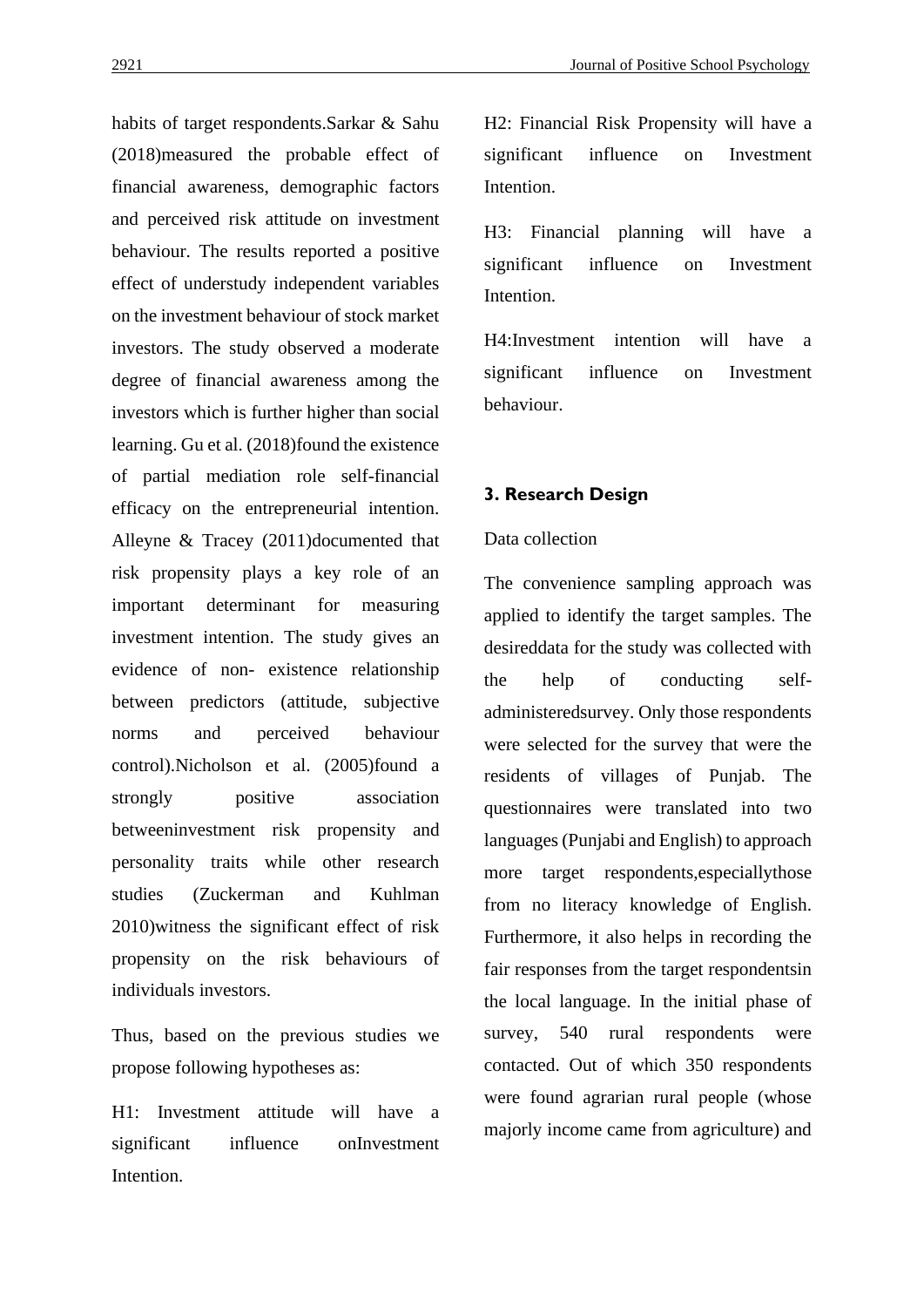habits of target respondents.Sarkar & Sahu (2018)measured the probable effect of financial awareness, demographic factors and perceived risk attitude on investment behaviour. The results reported a positive effect of understudy independent variables on the investment behaviour of stock market investors. The study observed a moderate degree of financial awareness among the investors which is further higher than social learning. Gu et al. (2018)found the existence of partial mediation role self-financial efficacy on the entrepreneurial intention. Alleyne & Tracey (2011)documented that risk propensity plays a key role of an important determinant for measuring investment intention. The study gives an evidence of non- existence relationship between predictors (attitude, subjective norms and perceived behaviour control).Nicholson et al. (2005)found a strongly positive association betweeninvestment risk propensity and personality traits while other research studies (Zuckerman and Kuhlman 2010)witness the significant effect of risk propensity on the risk behaviours of individuals investors.

Thus, based on the previous studies we propose following hypotheses as:

H1: Investment attitude will have a significant influence onInvestment Intention.

H2: Financial Risk Propensity will have a significant influence on Investment Intention.

H3: Financial planning will have a significant influence on Investment Intention.

H4:Investment intention will have a significant influence on Investment behaviour.

## 3. Research Design

Data collection

The convenience sampling approach was applied to identify the target samples. The desireddata for the study was collected with the help of conducting self-administeredsurvey. Only those respondents were selected for the survey that were the residents of villages of Punjab. The questionnaires were translated into two languages (Punjabi and English) to approach more target respondents,especiallythose from no literacy knowledge of English. Furthermore, it also helps in recording the fair responses from the target respondentsin the local language. In the initial phase of survey, 540 rural respondents were contacted. Out of which 350 respondents were found agrarian rural people (whose majorly income came from agriculture) and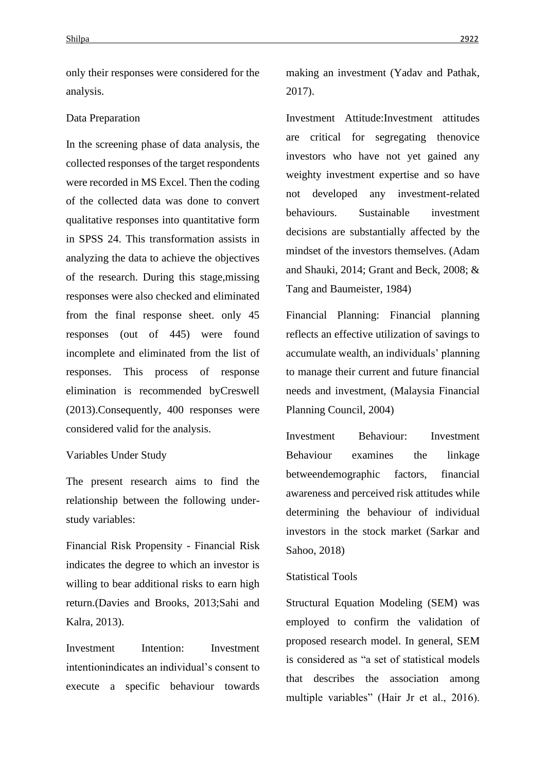only their responses were considered for the analysis.

## Data Preparation

In the screening phase of data analysis, the collected responses of the target respondents were recorded in MS Excel. Then the coding of the collected data was done to convert qualitative responses into quantitative form in SPSS 24. This transformation assists in analyzing the data to achieve the objectives of the research. During this stage,missing responses were also checked and eliminated from the final response sheet. only 45 responses (out of 445) were found incomplete and eliminated from the list of responses. This process of response elimination is recommended byCreswell (2013).Consequently, 400 responses were considered valid for the analysis.

## Variables Under Study

The present research aims to find the relationship between the following under-study variables:

Financial Risk Propensity - Financial Risk indicates the degree to which an investor is willing to bear additional risks to earn high return.(Davies and Brooks, 2013;Sahi and Kalra, 2013).

Investment Intention: Investment intentionindicates an individual's consent to execute a specific behaviour towards making an investment (Yadav and Pathak, 2017).

Investment Attitude:Investment attitudes are critical for segregating thenovice investors who have not yet gained any weighty investment expertise and so have not developed any investment-related behaviours. Sustainable investment decisions are substantially affected by the mindset of the investors themselves. (Adam and Shauki, 2014; Grant and Beck, 2008; & Tang and Baumeister, 1984)

Financial Planning: Financial planning reflects an effective utilization of savings to accumulate wealth, an individuals' planning to manage their current and future financial needs and investment, (Malaysia Financial Planning Council, 2004)

Investment Behaviour: Investment Behaviour examines the linkage betweendemographic factors, financial awareness and perceived risk attitudes while determining the behaviour of individual investors in the stock market (Sarkar and Sahoo, 2018)

## Statistical Tools

Structural Equation Modeling (SEM) was employed to confirm the validation of proposed research model. In general, SEM is considered as "a set of statistical models that describes the association among multiple variables" (Hair Jr et al., 2016).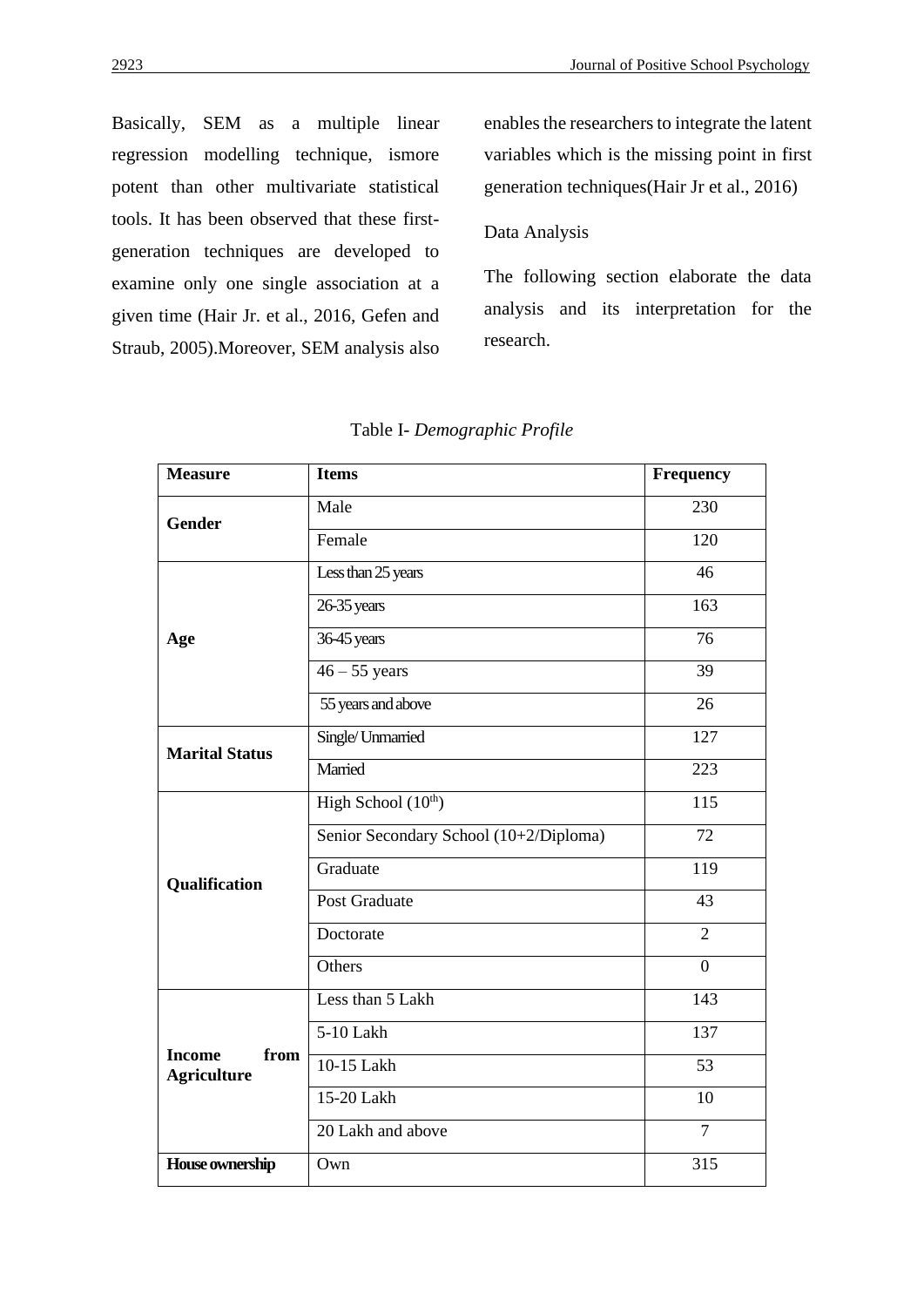Basically, SEM as a multiple linear regression modelling technique, ismore potent than other multivariate statistical tools. It has been observed that these first-generation techniques are developed to examine only one single association at a given time (Hair Jr. et al., 2016, Gefen and Straub, 2005).Moreover, SEM analysis also enables the researchers to integrate the latent variables which is the missing point in first generation techniques(Hair Jr et al., 2016)

## Data Analysis

The following section elaborate the data analysis and its interpretation for the research.

Table I- *Demographic Profile*

| **Measure** | **Items** | **Frequency** |
|---|---|---|
| **Gender** | Male | 230 |
| | Female | 120 |
| **Age** | Less than 25 years | 46 |
| | 26-35 years | 163 |
| | 36-45 years | 76 |
| | 46 – 55 years | 39 |
| | 55 years and above | 26 |
| **Marital Status** | Single/ Unmarried | 127 |
| | Married | 223 |
| **Qualification** | High School ($10^{th}$) | 115 |
| | Senior Secondary School (10+2/Diploma) | 72 |
| | Graduate | 119 |
| | Post Graduate | 43 |
| | Doctorate | 2 |
| | Others | 0 |
| **Income from Agriculture** | Less than 5 Lakh | 143 |
| | 5-10 Lakh | 137 |
| | 10-15 Lakh | 53 |
| | 15-20 Lakh | 10 |
| | 20 Lakh and above | 7 |
| **House ownership** | Own | 315 |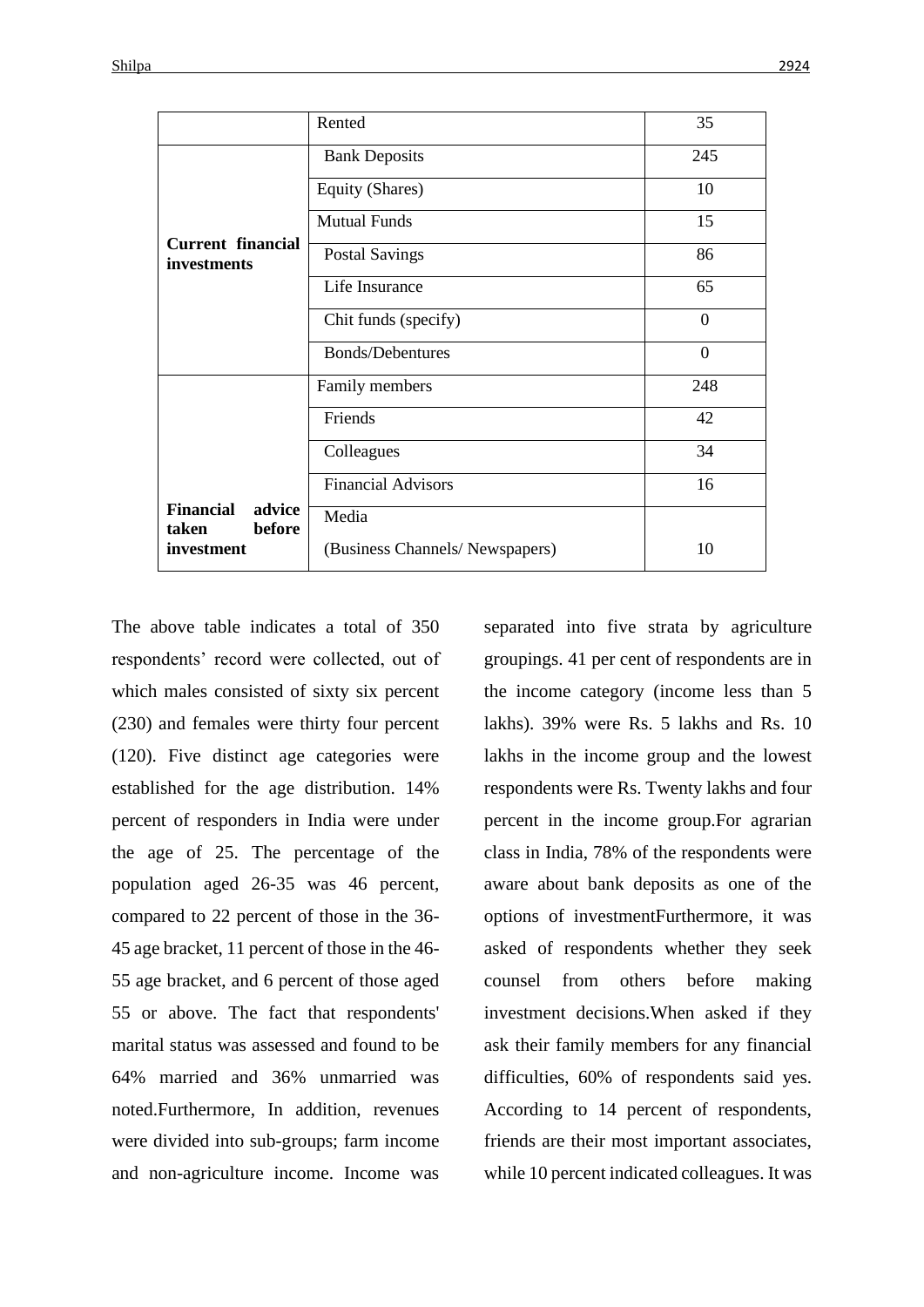| | | |
|---|---|---|
| | Rented | 35 |
| **Current financial investments** | Bank Deposits | 245 |
| | Equity (Shares) | 10 |
| | Mutual Funds | 15 |
| | Postal Savings | 86 |
| | Life Insurance | 65 |
| | Chit funds (specify) | 0 |
| | Bonds/Debentures | 0 |
| **Financial advice taken before investment** | Family members | 248 |
| | Friends | 42 |
| | Colleagues | 34 |
| | Financial Advisors | 16 |
| | Media (Business Channels/ Newspapers) | 10 |

The above table indicates a total of 350 respondents' record were collected, out of which males consisted of sixty six percent (230) and females were thirty four percent (120). Five distinct age categories were established for the age distribution. 14% percent of responders in India were under the age of 25. The percentage of the population aged 26-35 was 46 percent, compared to 22 percent of those in the 36-45 age bracket, 11 percent of those in the 46-55 age bracket, and 6 percent of those aged 55 or above. The fact that respondents' marital status was assessed and found to be 64% married and 36% unmarried was noted.Furthermore, In addition, revenues were divided into sub-groups; farm income and non-agriculture income. Income was separated into five strata by agriculture groupings. 41 per cent of respondents are in the income category (income less than 5 lakhs). 39% were Rs. 5 lakhs and Rs. 10 lakhs in the income group and the lowest respondents were Rs. Twenty lakhs and four percent in the income group.For agrarian class in India, 78% of the respondents were aware about bank deposits as one of the options of investmentFurthermore, it was asked of respondents whether they seek counsel from others before making investment decisions.When asked if they ask their family members for any financial difficulties, 60% of respondents said yes. According to 14 percent of respondents, friends are their most important associates, while 10 percent indicated colleagues. It was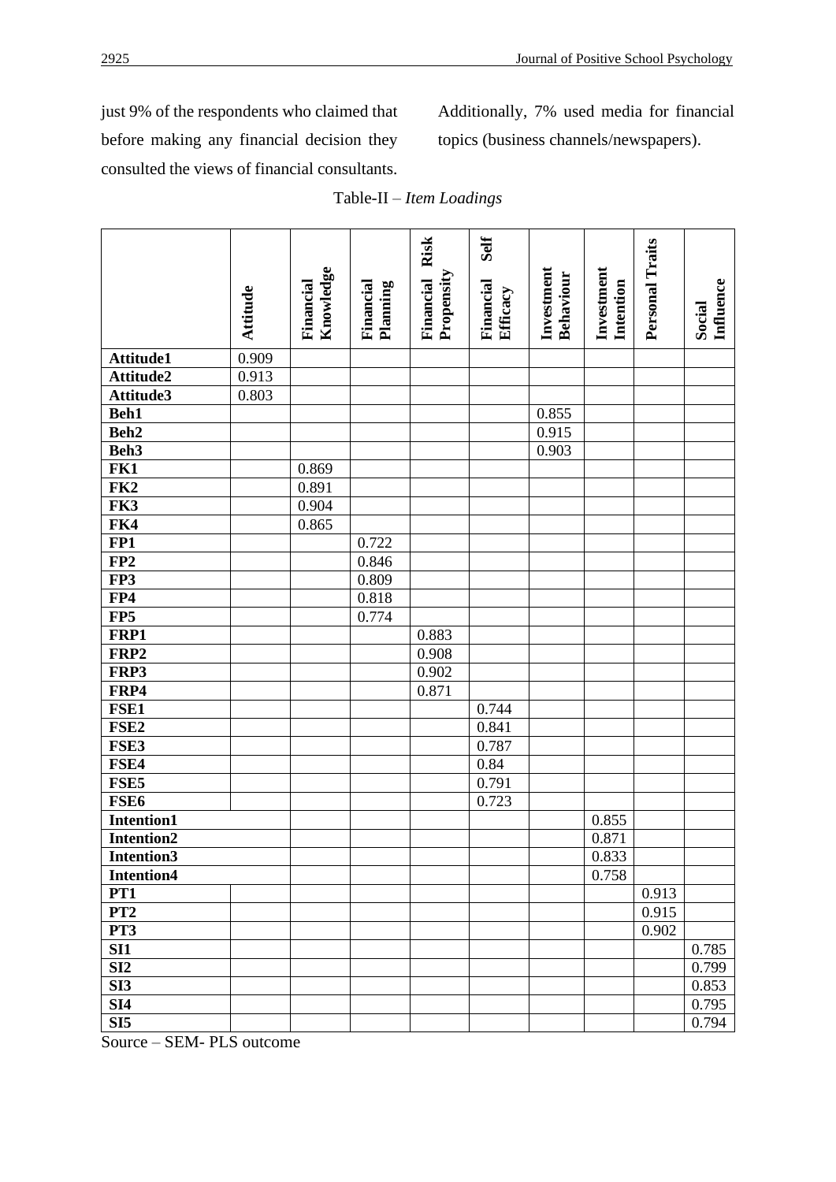just 9% of the respondents who claimed that before making any financial decision they consulted the views of financial consultants. Additionally, 7% used media for financial topics (business channels/newspapers).

Table-II – *Item Loadings*

| | Attitude | Financial Knowledge | Financial Planning | Financial Risk Propensity | Financial Self Efficacy | Investment Behaviour | Investment Intention | Personal Traits | Social Influence |
|---|---|---|---|---|---|---|---|---|---|
| **Attitude1** | 0.909 | | | | | | | | |
| **Attitude2** | 0.913 | | | | | | | | |
| **Attitude3** | 0.803 | | | | | | | | |
| **Beh1** | | | | | | 0.855 | | | |
| **Beh2** | | | | | | 0.915 | | | |
| **Beh3** | | | | | | 0.903 | | | |
| **FK1** | | 0.869 | | | | | | | |
| **FK2** | | 0.891 | | | | | | | |
| **FK3** | | 0.904 | | | | | | | |
| **FK4** | | 0.865 | | | | | | | |
| **FP1** | | | 0.722 | | | | | | |
| **FP2** | | | 0.846 | | | | | | |
| **FP3** | | | 0.809 | | | | | | |
| **FP4** | | | 0.818 | | | | | | |
| **FP5** | | | 0.774 | | | | | | |
| **FRP1** | | | | 0.883 | | | | | |
| **FRP2** | | | | 0.908 | | | | | |
| **FRP3** | | | | 0.902 | | | | | |
| **FRP4** | | | | 0.871 | | | | | |
| **FSE1** | | | | | 0.744 | | | | |
| **FSE2** | | | | | 0.841 | | | | |
| **FSE3** | | | | | 0.787 | | | | |
| **FSE4** | | | | | 0.84 | | | | |
| **FSE5** | | | | | 0.791 | | | | |
| **FSE6** | | | | | 0.723 | | | | |
| **Intention1** | | | | | | | 0.855 | | |
| **Intention2** | | | | | | | 0.871 | | |
| **Intention3** | | | | | | | 0.833 | | |
| **Intention4** | | | | | | | 0.758 | | |
| **PT1** | | | | | | | | 0.913 | |
| **PT2** | | | | | | | | 0.915 | |
| **PT3** | | | | | | | | 0.902 | |
| **SI1** | | | | | | | | | 0.785 |
| **SI2** | | | | | | | | | 0.799 |
| **SI3** | | | | | | | | | 0.853 |
| **SI4** | | | | | | | | | 0.795 |
| **SI5** | | | | | | | | | 0.794 |

Source – SEM- PLS outcome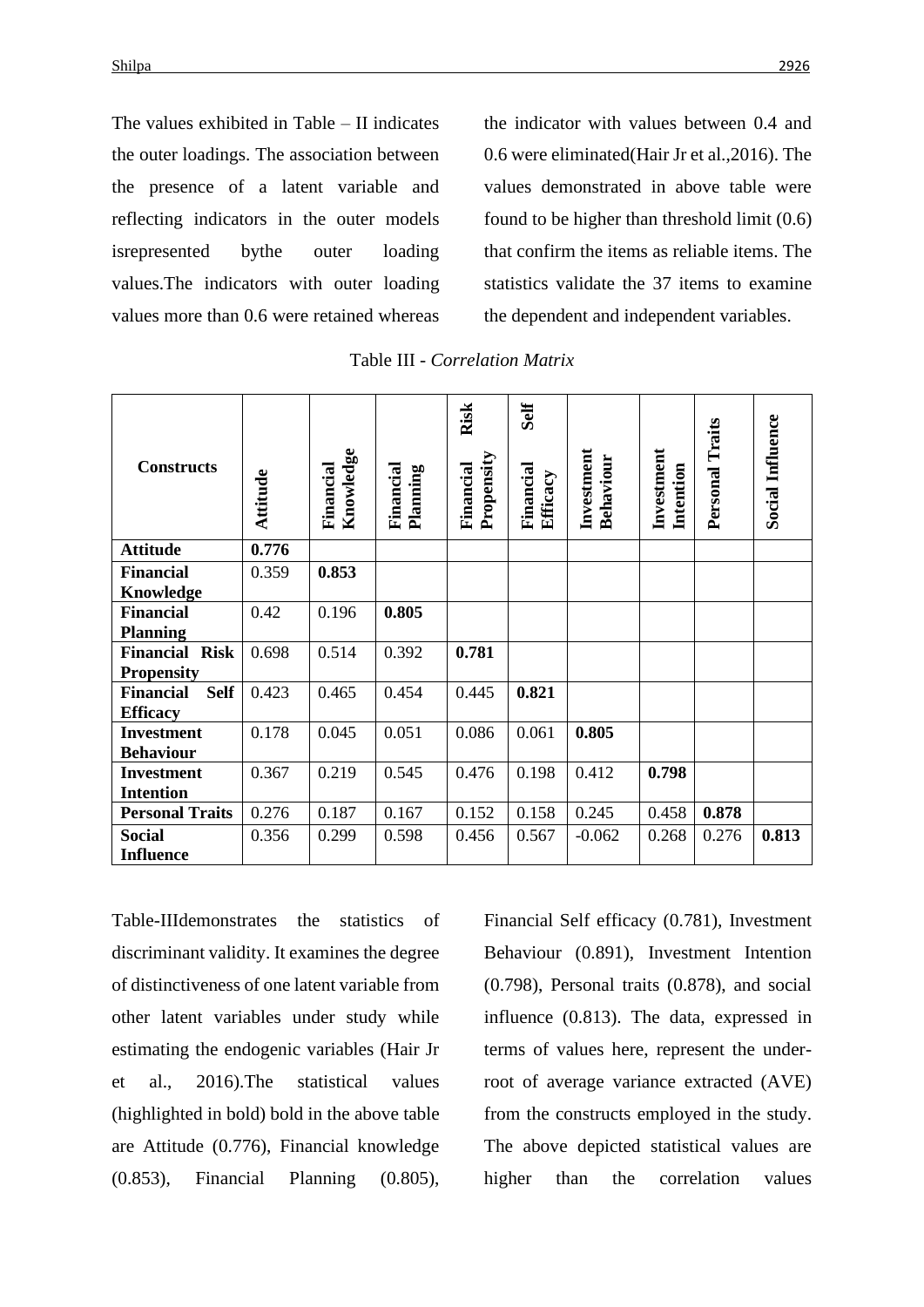The values exhibited in Table – II indicates the outer loadings. The association between the presence of a latent variable and reflecting indicators in the outer models isrepresented bythe outer loading values.The indicators with outer loading values more than 0.6 were retained whereas the indicator with values between 0.4 and 0.6 were eliminated(Hair Jr et al.,2016). The values demonstrated in above table were found to be higher than threshold limit (0.6) that confirm the items as reliable items. The statistics validate the 37 items to examine the dependent and independent variables.

Table III - *Correlation Matrix*

| Constructs | Attitude | Financial Knowledge | Financial Planning | Financial Risk Propensity | Financial Self Efficacy | Investment Behaviour | Investment Intention | Personal Traits | Social Influence |
|---|---|---|---|---|---|---|---|---|---|
| **Attitude** | **0.776** | | | | | | | | |
| **Financial Knowledge** | 0.359 | **0.853** | | | | | | | |
| **Financial Planning** | 0.42 | 0.196 | **0.805** | | | | | | |
| **Financial Risk Propensity** | 0.698 | 0.514 | 0.392 | **0.781** | | | | | |
| **Financial Self Efficacy** | 0.423 | 0.465 | 0.454 | 0.445 | **0.821** | | | | |
| **Investment Behaviour** | 0.178 | 0.045 | 0.051 | 0.086 | 0.061 | **0.805** | | | |
| **Investment Intention** | 0.367 | 0.219 | 0.545 | 0.476 | 0.198 | 0.412 | **0.798** | | |
| **Personal Traits** | 0.276 | 0.187 | 0.167 | 0.152 | 0.158 | 0.245 | 0.458 | **0.878** | |
| **Social Influence** | 0.356 | 0.299 | 0.598 | 0.456 | 0.567 | -0.062 | 0.268 | 0.276 | **0.813** |

Table-IIIdemonstrates the statistics of discriminant validity. It examines the degree of distinctiveness of one latent variable from other latent variables under study while estimating the endogenic variables (Hair Jr et al., 2016).The statistical values (highlighted in bold) bold in the above table are Attitude (0.776), Financial knowledge (0.853), Financial Planning (0.805), Financial Self efficacy (0.781), Investment Behaviour (0.891), Investment Intention (0.798), Personal traits (0.878), and social influence (0.813). The data, expressed in terms of values here, represent the under-root of average variance extracted (AVE) from the constructs employed in the study. The above depicted statistical values are higher than the correlation values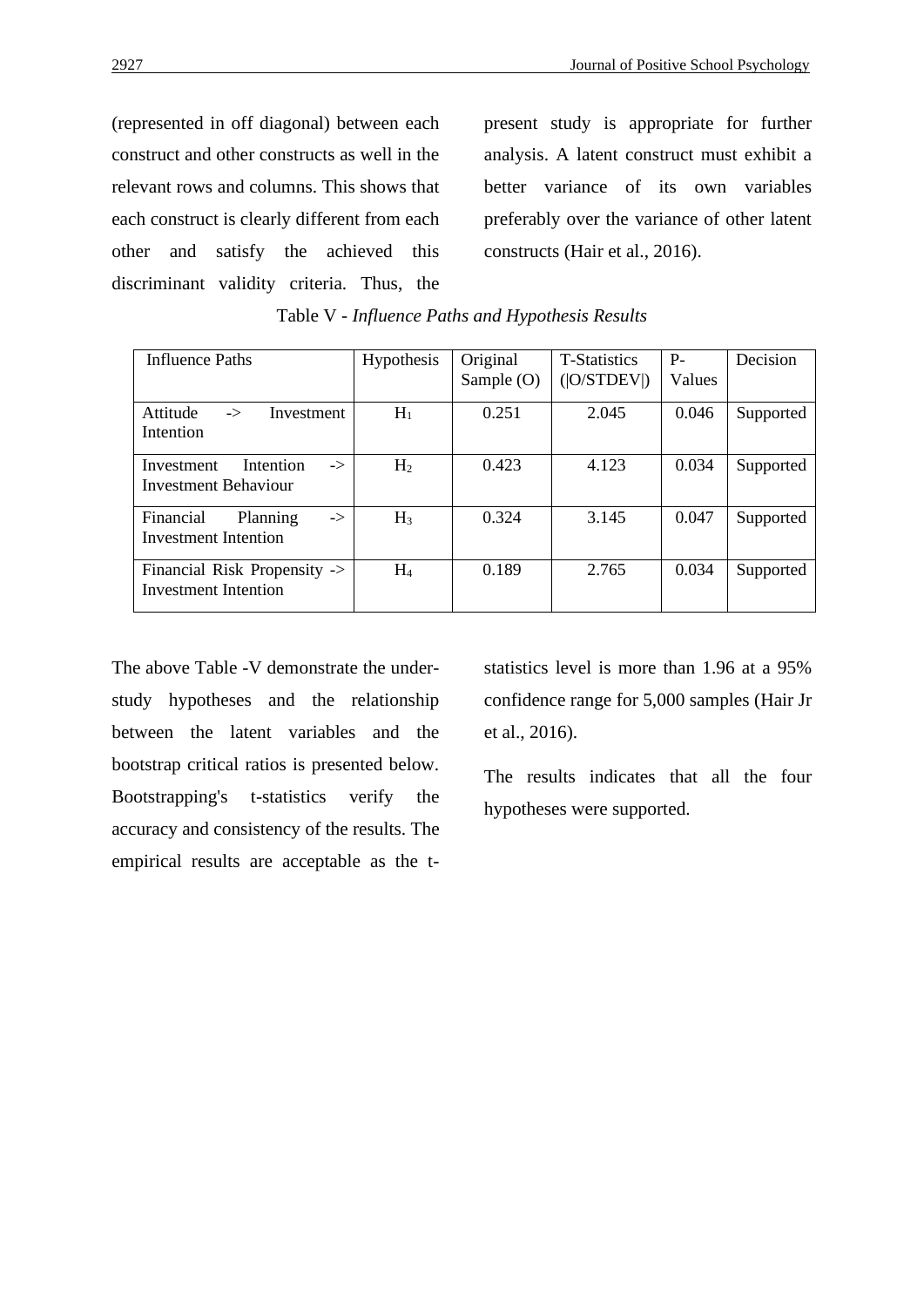(represented in off diagonal) between each construct and other constructs as well in the relevant rows and columns. This shows that each construct is clearly different from each other and satisfy the achieved this discriminant validity criteria. Thus, the present study is appropriate for further analysis. A latent construct must exhibit a better variance of its own variables preferably over the variance of other latent constructs (Hair et al., 2016).

Table V - *Influence Paths and Hypothesis Results*

| Influence Paths | Hypothesis | Original Sample (O) | T-Statistics (\|O/STDEV\|) | P-Values | Decision |
|---|---|---|---|---|---|
| Attitude -> Investment Intention | $H_1$ | 0.251 | 2.045 | 0.046 | Supported |
| Investment Intention -> Investment Behaviour | $H_2$ | 0.423 | 4.123 | 0.034 | Supported |
| Financial Planning -> Investment Intention | $H_3$ | 0.324 | 3.145 | 0.047 | Supported |
| Financial Risk Propensity -> Investment Intention | $H_4$ | 0.189 | 2.765 | 0.034 | Supported |

The above Table -V demonstrate the under-study hypotheses and the relationship between the latent variables and the bootstrap critical ratios is presented below. Bootstrapping's t-statistics verify the accuracy and consistency of the results. The empirical results are acceptable as the t-statistics level is more than 1.96 at a 95% confidence range for 5,000 samples (Hair Jr et al., 2016).

The results indicates that all the four hypotheses were supported.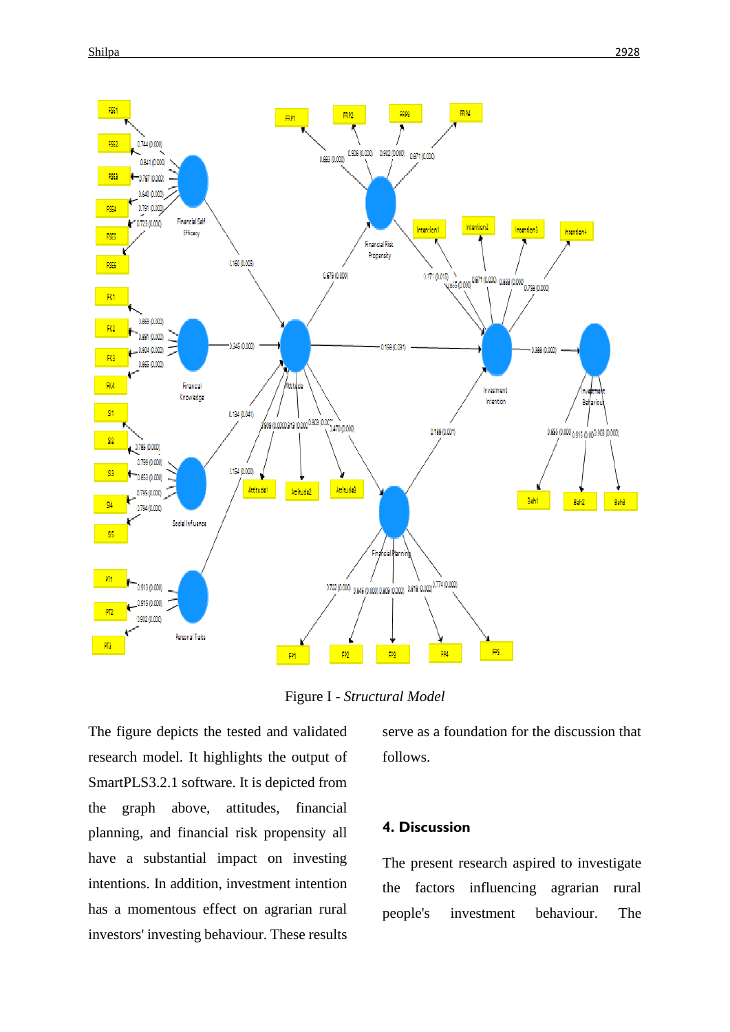Figure I - *Structural Model*

The figure depicts the tested and validated research model. It highlights the output of SmartPLS3.2.1 software. It is depicted from the graph above, attitudes, financial planning, and financial risk propensity all have a substantial impact on investing intentions. In addition, investment intention has a momentous effect on agrarian rural investors' investing behaviour. These results serve as a foundation for the discussion that follows.

## 4. Discussion

The present research aspired to investigate the factors influencing agrarian rural people's investment behaviour. The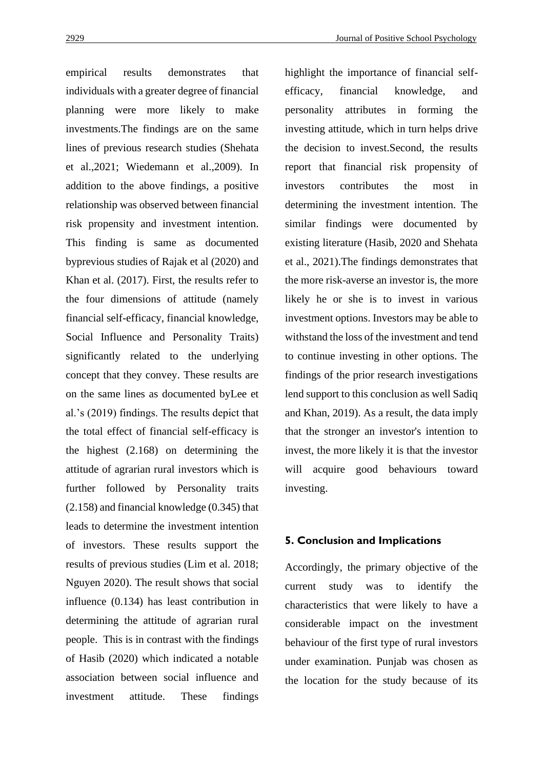empirical results demonstrates that individuals with a greater degree of financial planning were more likely to make investments.The findings are on the same lines of previous research studies (Shehata et al.,2021; Wiedemann et al.,2009). In addition to the above findings, a positive relationship was observed between financial risk propensity and investment intention. This finding is same as documented byprevious studies of Rajak et al (2020) and Khan et al. (2017). First, the results refer to the four dimensions of attitude (namely financial self-efficacy, financial knowledge, Social Influence and Personality Traits) significantly related to the underlying concept that they convey. These results are on the same lines as documented byLee et al.'s (2019) findings. The results depict that the total effect of financial self-efficacy is the highest (2.168) on determining the attitude of agrarian rural investors which is further followed by Personality traits (2.158) and financial knowledge (0.345) that leads to determine the investment intention of investors. These results support the results of previous studies (Lim et al. 2018; Nguyen 2020). The result shows that social influence (0.134) has least contribution in determining the attitude of agrarian rural people. This is in contrast with the findings of Hasib (2020) which indicated a notable association between social influence and investment attitude. These findings highlight the importance of financial self-efficacy, financial knowledge, and personality attributes in forming the investing attitude, which in turn helps drive the decision to invest.Second, the results report that financial risk propensity of investors contributes the most in determining the investment intention. The similar findings were documented by existing literature (Hasib, 2020 and Shehata et al., 2021).The findings demonstrates that the more risk-averse an investor is, the more likely he or she is to invest in various investment options. Investors may be able to withstand the loss of the investment and tend to continue investing in other options. The findings of the prior research investigations lend support to this conclusion as well Sadiq and Khan, 2019). As a result, the data imply that the stronger an investor's intention to invest, the more likely it is that the investor will acquire good behaviours toward investing.

## 5. Conclusion and Implications

Accordingly, the primary objective of the current study was to identify the characteristics that were likely to have a considerable impact on the investment behaviour of the first type of rural investors under examination. Punjab was chosen as the location for the study because of its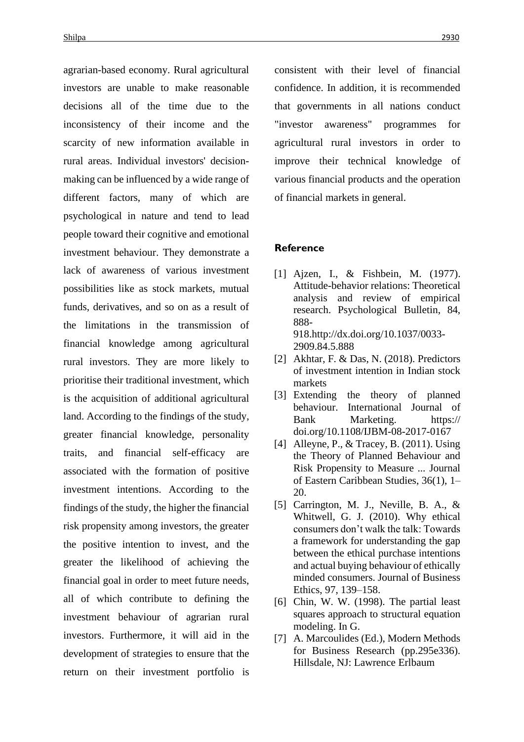agrarian-based economy. Rural agricultural investors are unable to make reasonable decisions all of the time due to the inconsistency of their income and the scarcity of new information available in rural areas. Individual investors' decision-making can be influenced by a wide range of different factors, many of which are psychological in nature and tend to lead people toward their cognitive and emotional investment behaviour. They demonstrate a lack of awareness of various investment possibilities like as stock markets, mutual funds, derivatives, and so on as a result of the limitations in the transmission of financial knowledge among agricultural rural investors. They are more likely to prioritise their traditional investment, which is the acquisition of additional agricultural land. According to the findings of the study, greater financial knowledge, personality traits, and financial self-efficacy are associated with the formation of positive investment intentions. According to the findings of the study, the higher the financial risk propensity among investors, the greater the positive intention to invest, and the greater the likelihood of achieving the financial goal in order to meet future needs, all of which contribute to defining the investment behaviour of agrarian rural investors. Furthermore, it will aid in the development of strategies to ensure that the return on their investment portfolio is consistent with their level of financial confidence. In addition, it is recommended that governments in all nations conduct "investor awareness" programmes for agricultural rural investors in order to improve their technical knowledge of various financial products and the operation of financial markets in general.

## Reference

[1] Ajzen, I., & Fishbein, M. (1977). Attitude-behavior relations: Theoretical analysis and review of empirical research. Psychological Bulletin, 84, 888-918.http://dx.doi.org/10.1037/0033-2909.84.5.888

[2] Akhtar, F. & Das, N. (2018). Predictors of investment intention in Indian stock markets

[3] Extending the theory of planned behaviour. International Journal of Bank Marketing. https:// doi.org/10.1108/IJBM-08-2017-0167

[4] Alleyne, P., & Tracey, B. (2011). Using the Theory of Planned Behaviour and Risk Propensity to Measure ... Journal of Eastern Caribbean Studies, 36(1), 1–20.

[5] Carrington, M. J., Neville, B. A., & Whitwell, G. J. (2010). Why ethical consumers don't walk the talk: Towards a framework for understanding the gap between the ethical purchase intentions and actual buying behaviour of ethically minded consumers. Journal of Business Ethics, 97, 139–158.

[6] Chin, W. W. (1998). The partial least squares approach to structural equation modeling. In G.

[7] A. Marcoulides (Ed.), Modern Methods for Business Research (pp.295e336). Hillsdale, NJ: Lawrence Erlbaum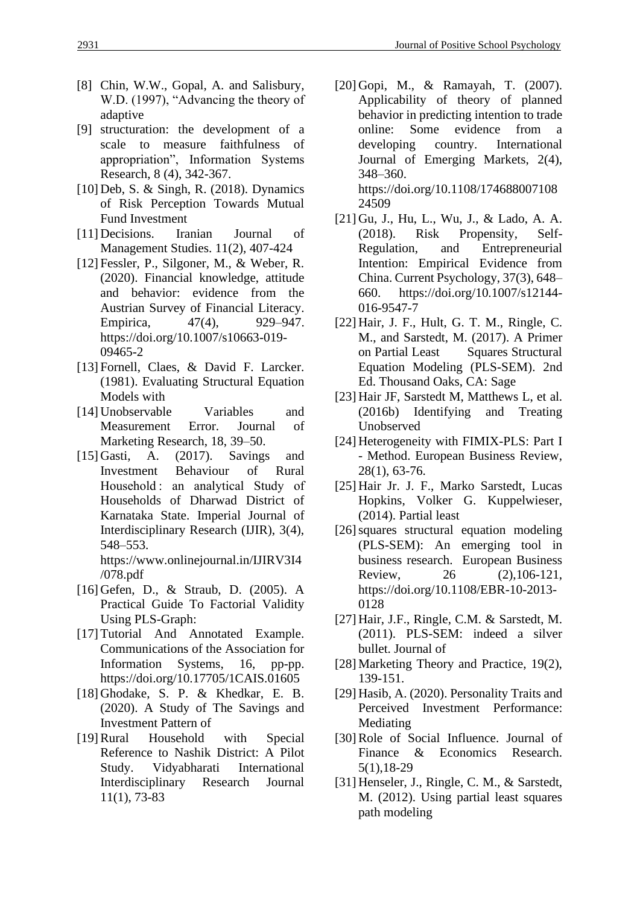[8] Chin, W.W., Gopal, A. and Salisbury, W.D. (1997), "Advancing the theory of adaptive

[9] structuration: the development of a scale to measure faithfulness of appropriation", Information Systems Research, 8 (4), 342-367.

[10] Deb, S. & Singh, R. (2018). Dynamics of Risk Perception Towards Mutual Fund Investment

[11] Decisions. Iranian Journal of Management Studies. 11(2), 407-424

[12] Fessler, P., Silgoner, M., & Weber, R. (2020). Financial knowledge, attitude and behavior: evidence from the Austrian Survey of Financial Literacy. Empirica, 47(4), 929–947. https://doi.org/10.1007/s10663-019-09465-2

[13] Fornell, Claes, & David F. Larcker. (1981). Evaluating Structural Equation Models with

[14] Unobservable Variables and Measurement Error. Journal of Marketing Research, 18, 39–50.

[15] Gasti, A. (2017). Savings and Investment Behaviour of Rural Household : an analytical Study of Households of Dharwad District of Karnataka State. Imperial Journal of Interdisciplinary Research (IJIR), 3(4), 548–553. https://www.onlinejournal.in/IJIRV3I4/078.pdf

[16] Gefen, D., & Straub, D. (2005). A Practical Guide To Factorial Validity Using PLS-Graph:

[17] Tutorial And Annotated Example. Communications of the Association for Information Systems, 16, pp-pp. https://doi.org/10.17705/1CAIS.01605

[18] Ghodake, S. P. & Khedkar, E. B. (2020). A Study of The Savings and Investment Pattern of

[19] Rural Household with Special Reference to Nashik District: A Pilot Study. Vidyabharati International Interdisciplinary Research Journal 11(1), 73-83

[20] Gopi, M., & Ramayah, T. (2007). Applicability of theory of planned behavior in predicting intention to trade online: Some evidence from a developing country. International Journal of Emerging Markets, 2(4), 348–360. https://doi.org/10.1108/17468800710824509

[21] Gu, J., Hu, L., Wu, J., & Lado, A. A. (2018). Risk Propensity, Self-Regulation, and Entrepreneurial Intention: Empirical Evidence from China. Current Psychology, 37(3), 648–660. https://doi.org/10.1007/s12144-016-9547-7

[22] Hair, J. F., Hult, G. T. M., Ringle, C. M., and Sarstedt, M. (2017). A Primer on Partial Least Squares Structural Equation Modeling (PLS-SEM). 2nd Ed. Thousand Oaks, CA: Sage

[23] Hair JF, Sarstedt M, Matthews L, et al. (2016b) Identifying and Treating Unobserved

[24] Heterogeneity with FIMIX-PLS: Part I - Method. European Business Review, 28(1), 63-76.

[25] Hair Jr. J. F., Marko Sarstedt, Lucas Hopkins, Volker G. Kuppelwieser, (2014). Partial least

[26] squares structural equation modeling (PLS-SEM): An emerging tool in business research. European Business Review, 26 (2),106-121, https://doi.org/10.1108/EBR-10-2013-0128

[27] Hair, J.F., Ringle, C.M. & Sarstedt, M. (2011). PLS-SEM: indeed a silver bullet. Journal of

[28] Marketing Theory and Practice, 19(2), 139-151.

[29] Hasib, A. (2020). Personality Traits and Perceived Investment Performance: Mediating

[30] Role of Social Influence. Journal of Finance & Economics Research. 5(1),18-29

[31] Henseler, J., Ringle, C. M., & Sarstedt, M. (2012). Using partial least squares path modeling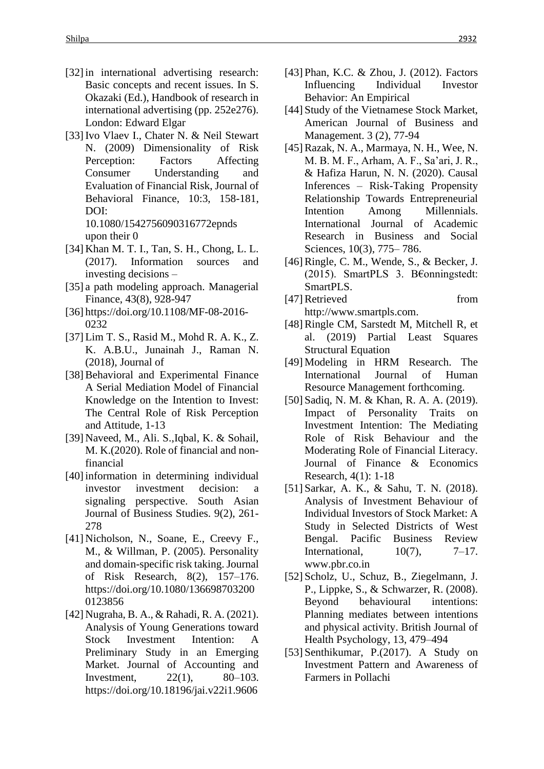[32] in international advertising research: Basic concepts and recent issues. In S. Okazaki (Ed.), Handbook of research in international advertising (pp. 252e276). London: Edward Elgar

[33] Ivo Vlaev I., Chater N. & Neil Stewart N. (2009) Dimensionality of Risk Perception: Factors Affecting Consumer Understanding and Evaluation of Financial Risk, Journal of Behavioral Finance, 10:3, 158-181, DOI: 10.1080/1542756090316772epnds upon their 0

[34] Khan M. T. I., Tan, S. H., Chong, L. L. (2017). Information sources and investing decisions –

[35] a path modeling approach. Managerial Finance, 43(8), 928-947

[36] https://doi.org/10.1108/MF-08-2016-0232

[37] Lim T. S., Rasid M., Mohd R. A. K., Z. K. A.B.U., Junainah J., Raman N. (2018), Journal of

[38] Behavioral and Experimental Finance A Serial Mediation Model of Financial Knowledge on the Intention to Invest: The Central Role of Risk Perception and Attitude, 1-13

[39] Naveed, M., Ali. S.,Iqbal, K. & Sohail, M. K.(2020). Role of financial and non-financial

[40] information in determining individual investor investment decision: a signaling perspective. South Asian Journal of Business Studies. 9(2), 261-278

[41] Nicholson, N., Soane, E., Creevy F., M., & Willman, P. (2005). Personality and domain-specific risk taking. Journal of Risk Research, 8(2), 157–176. https://doi.org/10.1080/1366987032000123856

[42] Nugraha, B. A., & Rahadi, R. A. (2021). Analysis of Young Generations toward Stock Investment Intention: A Preliminary Study in an Emerging Market. Journal of Accounting and Investment, 22(1), 80–103. https://doi.org/10.18196/jai.v22i1.9606

[43] Phan, K.C. & Zhou, J. (2012). Factors Influencing Individual Investor Behavior: An Empirical

[44] Study of the Vietnamese Stock Market, American Journal of Business and Management. 3 (2), 77-94

[45] Razak, N. A., Marmaya, N. H., Wee, N. M. B. M. F., Arham, A. F., Sa'ari, J. R., & Hafiza Harun, N. N. (2020). Causal Inferences – Risk-Taking Propensity Relationship Towards Entrepreneurial Intention Among Millennials. International Journal of Academic Research in Business and Social Sciences, 10(3), 775– 786.

[46] Ringle, C. M., Wende, S., & Becker, J. (2015). SmartPLS 3. B€onningstedt: SmartPLS.

[47] Retrieved from http://www.smartpls.com.

[48] Ringle CM, Sarstedt M, Mitchell R, et al. (2019) Partial Least Squares Structural Equation

[49] Modeling in HRM Research. The International Journal of Human Resource Management forthcoming.

[50] Sadiq, N. M. & Khan, R. A. A. (2019). Impact of Personality Traits on Investment Intention: The Mediating Role of Risk Behaviour and the Moderating Role of Financial Literacy. Journal of Finance & Economics Research, 4(1): 1-18

[51] Sarkar, A. K., & Sahu, T. N. (2018). Analysis of Investment Behaviour of Individual Investors of Stock Market: A Study in Selected Districts of West Bengal. Pacific Business Review International, 10(7), 7–17. www.pbr.co.in

[52] Scholz, U., Schuz, B., Ziegelmann, J. P., Lippke, S., & Schwarzer, R. (2008). Beyond behavioural intentions: Planning mediates between intentions and physical activity. British Journal of Health Psychology, 13, 479–494

[53] Senthikumar, P.(2017). A Study on Investment Pattern and Awareness of Farmers in Pollachi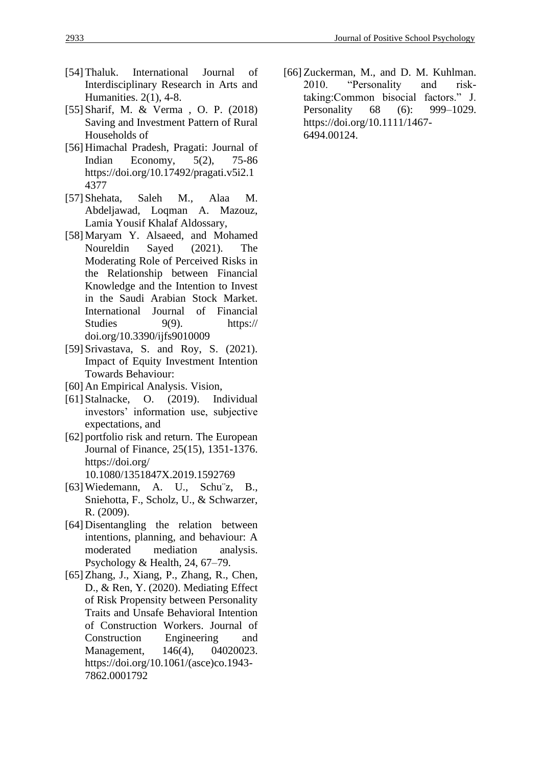[54] Thaluk. International Journal of Interdisciplinary Research in Arts and Humanities. 2(1), 4-8.

[55] Sharif, M. & Verma , O. P. (2018) Saving and Investment Pattern of Rural Households of

[56] Himachal Pradesh, Pragati: Journal of Indian Economy, 5(2), 75-86 https://doi.org/10.17492/pragati.v5i2.14377

[57] Shehata, Saleh M., Alaa M. Abdeljawad, Loqman A. Mazouz, Lamia Yousif Khalaf Aldossary,

[58] Maryam Y. Alsaeed, and Mohamed Noureldin Sayed (2021). The Moderating Role of Perceived Risks in the Relationship between Financial Knowledge and the Intention to Invest in the Saudi Arabian Stock Market. International Journal of Financial Studies 9(9). https:// doi.org/10.3390/ijfs9010009

[59] Srivastava, S. and Roy, S. (2021). Impact of Equity Investment Intention Towards Behaviour:

[60] An Empirical Analysis. Vision,

[61] Stalnacke, O. (2019). Individual investors' information use, subjective expectations, and

[62] portfolio risk and return. The European Journal of Finance, 25(15), 1351-1376. https://doi.org/ 10.1080/1351847X.2019.1592769

[63] Wiedemann, A. U., Schu¨z, B., Sniehotta, F., Scholz, U., & Schwarzer, R. (2009).

[64] Disentangling the relation between intentions, planning, and behaviour: A moderated mediation analysis. Psychology & Health, 24, 67–79.

[65] Zhang, J., Xiang, P., Zhang, R., Chen, D., & Ren, Y. (2020). Mediating Effect of Risk Propensity between Personality Traits and Unsafe Behavioral Intention of Construction Workers. Journal of Construction Engineering and Management, 146(4), 04020023. https://doi.org/10.1061/(asce)co.1943-7862.0001792

[66] Zuckerman, M., and D. M. Kuhlman. 2010. "Personality and risk-taking:Common bisocial factors." J. Personality 68 (6): 999–1029. https://doi.org/10.1111/1467-6494.00124.